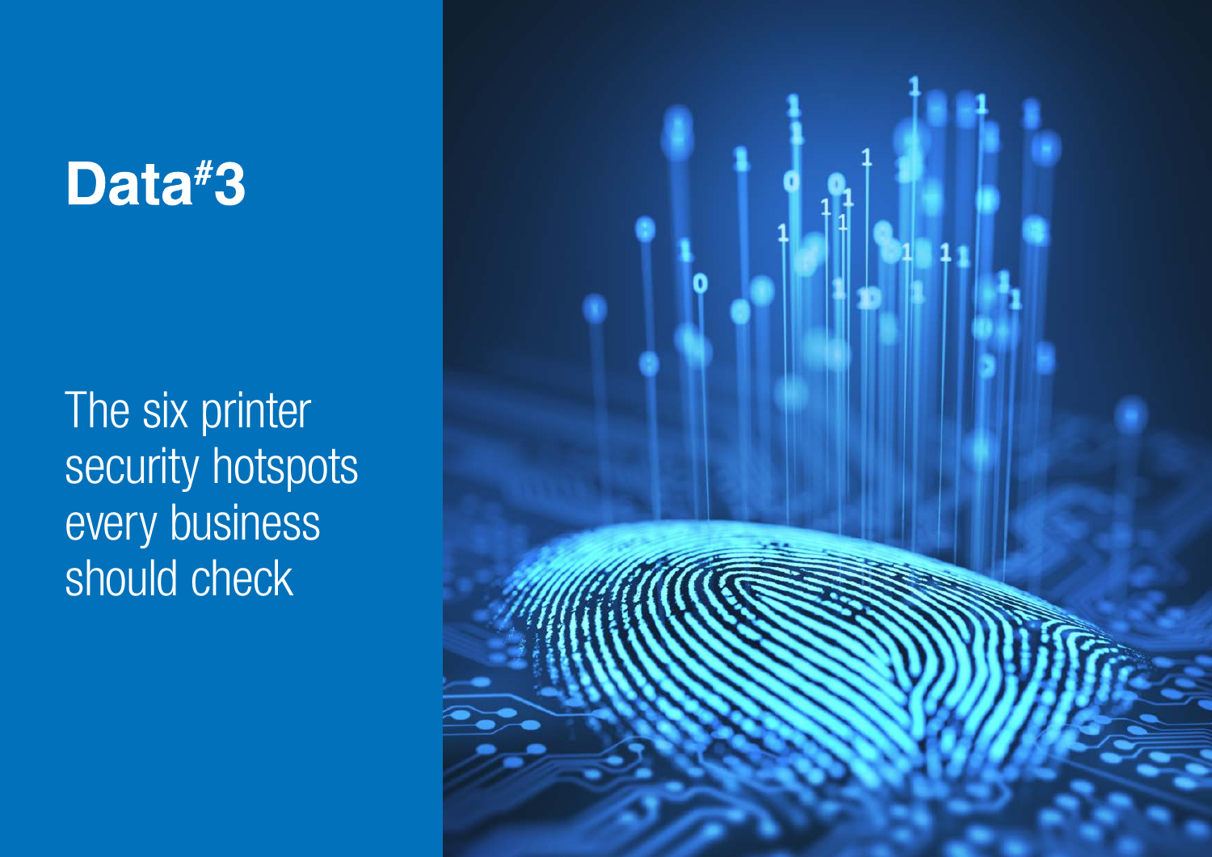# Data#3

The six printer security hotspots every business should check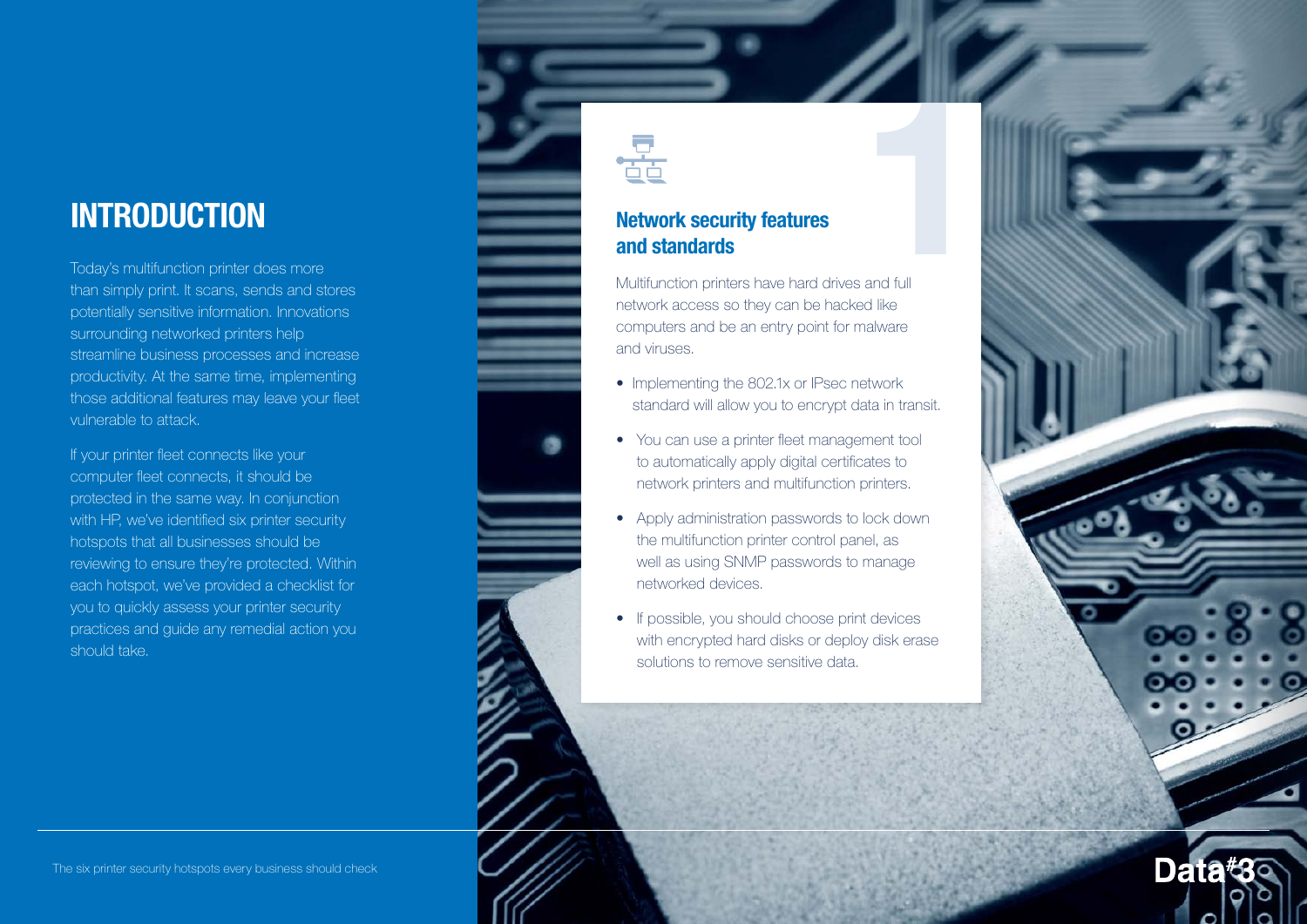# INTRODUCTION

Today's multifunction printer does more than simply print. It scans, sends and stores potentially sensitive information. Innovations surrounding networked printers help streamline business processes and increase productivity. At the same time, implementing those additional features may leave your fleet vulnerable to attack.

If your printer fleet connects like your computer fleet connects, it should be protected in the same way. In conjunction with HP, we've identified six printer security hotspots that all businesses should be reviewing to ensure they're protected. Within each hotspot, we've provided a checklist for you to quickly assess your printer security practices and guide any remedial action you should take.

## 1 Network security features and standards

Multifunction printers have hard drives and full network access so they can be hacked like computers and be an entry point for malware and viruses.

- Implementing the 802.1x or IPsec network standard will allow you to encrypt data in transit.
- You can use a printer fleet management tool to automatically apply digital certificates to network printers and multifunction printers.
- Apply administration passwords to lock down the multifunction printer control panel, as well as using SNMP passwords to manage networked devices.
- If possible, you should choose print devices with encrypted hard disks or deploy disk erase solutions to remove sensitive data.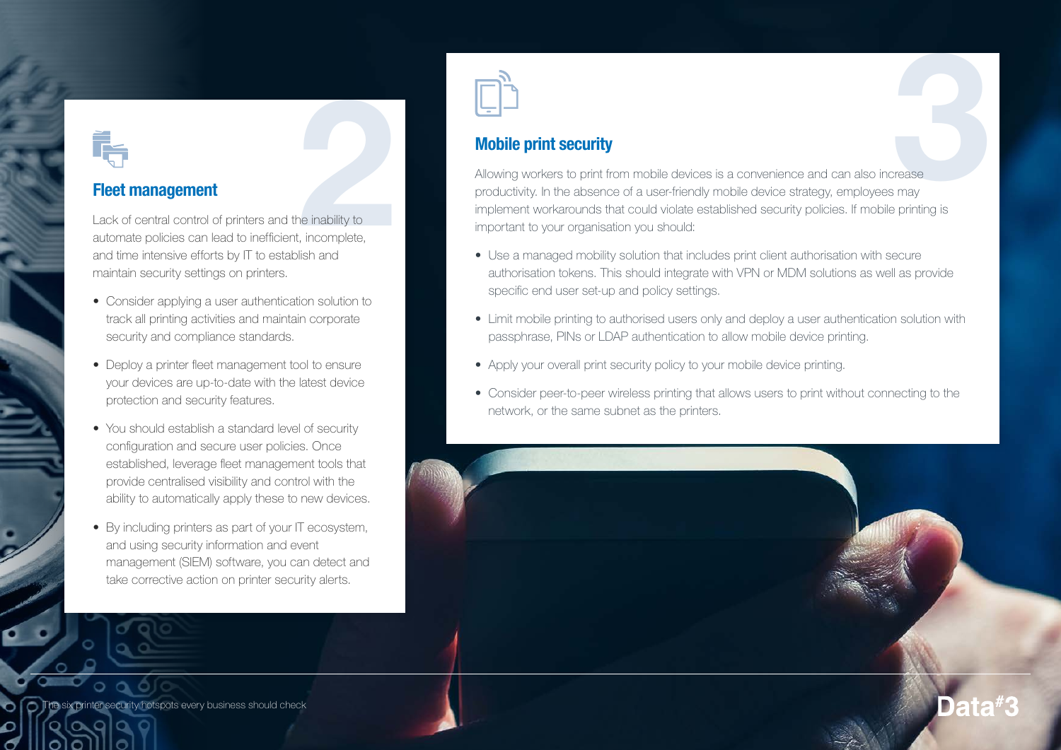## Fleet management

Lack of central control of printers and the inability to automate policies can lead to inefficient, incomplete, and time intensive efforts by IT to establish and maintain security settings on printers.

- Consider applying a user authentication solution to track all printing activities and maintain corporate security and compliance standards.
- Deploy a printer fleet management tool to ensure your devices are up-to-date with the latest device protection and security features.
- You should establish a standard level of security configuration and secure user policies. Once established, leverage fleet management tools that provide centralised visibility and control with the ability to automatically apply these to new devices.
- By including printers as part of your IT ecosystem, and using security information and event management (SIEM) software, you can detect and take corrective action on printer security alerts.

## Mobile print security

Allowing workers to print from mobile devices is a convenience and can also increase productivity. In the absence of a user-friendly mobile device strategy, employees may implement workarounds that could violate established security policies. If mobile printing is important to your organisation you should:

- Use a managed mobility solution that includes print client authorisation with secure authorisation tokens. This should integrate with VPN or MDM solutions as well as provide specific end user set-up and policy settings.
- Limit mobile printing to authorised users only and deploy a user authentication solution with passphrase, PINs or LDAP authentication to allow mobile device printing.
- Apply your overall print security policy to your mobile device printing.
- Consider peer-to-peer wireless printing that allows users to print without connecting to the network, or the same subnet as the printers.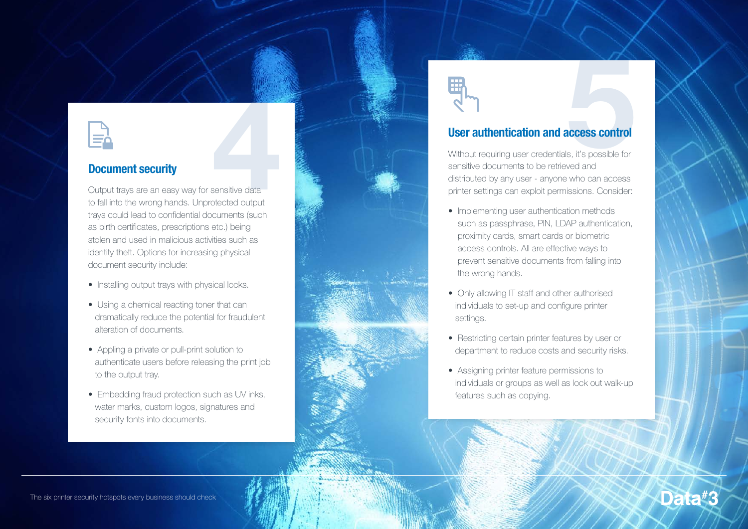## Document security

Output trays are an easy way for sensitive data to fall into the wrong hands. Unprotected output trays could lead to confidential documents (such as birth certificates, prescriptions etc.) being stolen and used in malicious activities such as identity theft. Options for increasing physical document security include:

- Installing output trays with physical locks.
- Using a chemical reacting toner that can dramatically reduce the potential for fraudulent alteration of documents.
- Appling a private or pull-print solution to authenticate users before releasing the print job to the output tray.
- Embedding fraud protection such as UV inks, water marks, custom logos, signatures and security fonts into documents.

## User authentication and access control

Without requiring user credentials, it's possible for sensitive documents to be retrieved and distributed by any user - anyone who can access printer settings can exploit permissions. Consider:

- Implementing user authentication methods such as passphrase, PIN, LDAP authentication, proximity cards, smart cards or biometric access controls. All are effective ways to prevent sensitive documents from falling into the wrong hands.
- Only allowing IT staff and other authorised individuals to set-up and configure printer settings.
- Restricting certain printer features by user or department to reduce costs and security risks.
- Assigning printer feature permissions to individuals or groups as well as lock out walk-up features such as copying.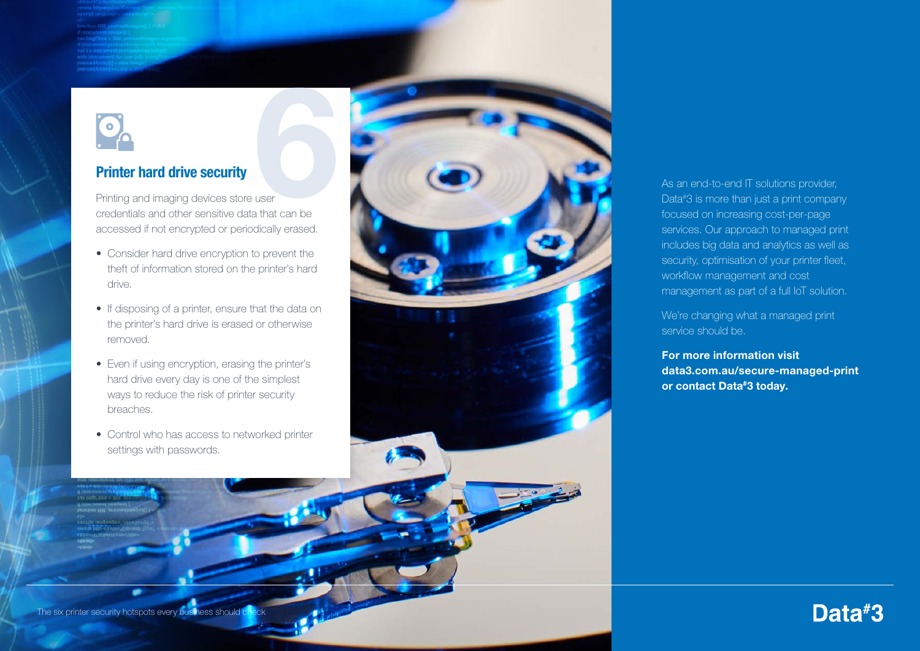## 6 Printer hard drive security

Printing and imaging devices store user credentials and other sensitive data that can be accessed if not encrypted or periodically erased.

- Consider hard drive encryption to prevent the theft of information stored on the printer's hard drive.
- If disposing of a printer, ensure that the data on the printer's hard drive is erased or otherwise removed.
- Even if using encryption, erasing the printer's hard drive every day is one of the simplest ways to reduce the risk of printer security breaches.
- Control who has access to networked printer settings with passwords.

As an end-to-end IT solutions provider, Data#3 is more than just a print company focused on increasing cost-per-page services. Our approach to managed print includes big data and analytics as well as security, optimisation of your printer fleet, workflow management and cost management as part of a full IoT solution.

We're changing what a managed print service should be.

**For more information visit data3.com.au/secure-managed-print or contact Data#3 today.**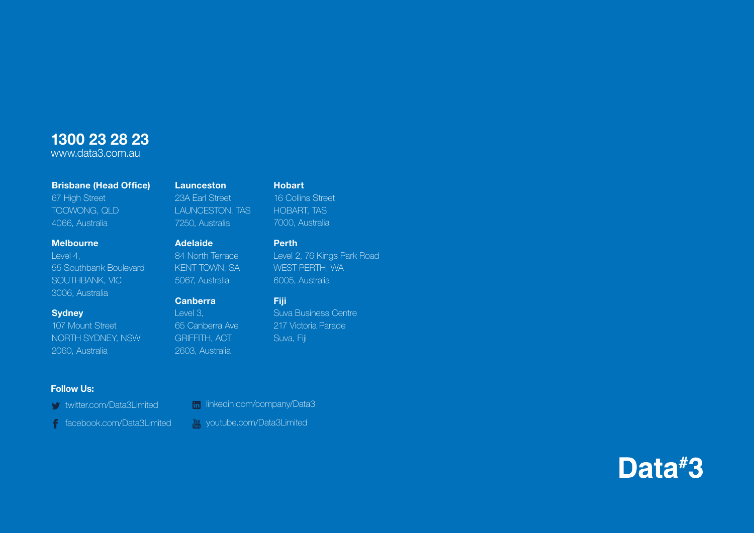**1300 23 28 23**
www.data3.com.au

**Brisbane (Head Office)**
67 High Street
TOOWONG, QLD
4066, Australia

**Melbourne**
Level 4,
55 Southbank Boulevard
SOUTHBANK, VIC
3006, Australia

**Sydney**
107 Mount Street
NORTH SYDNEY, NSW
2060, Australia

**Launceston**
23A Earl Street
LAUNCESTON, TAS
7250, Australia

**Adelaide**
84 North Terrace
KENT TOWN, SA
5067, Australia

**Canberra**
Level 3,
65 Canberra Ave
GRIFFITH, ACT
2603, Australia

**Hobart**
16 Collins Street
HOBART, TAS
7000, Australia

**Perth**
Level 2, 76 Kings Park Road
WEST PERTH, WA
6005, Australia

**Fiji**
Suva Business Centre
217 Victoria Parade
Suva, Fiji

**Follow Us:**

- twitter.com/Data3Limited
- facebook.com/Data3Limited
- linkedin.com/company/Data3
- youtube.com/Data3Limited

Data#3